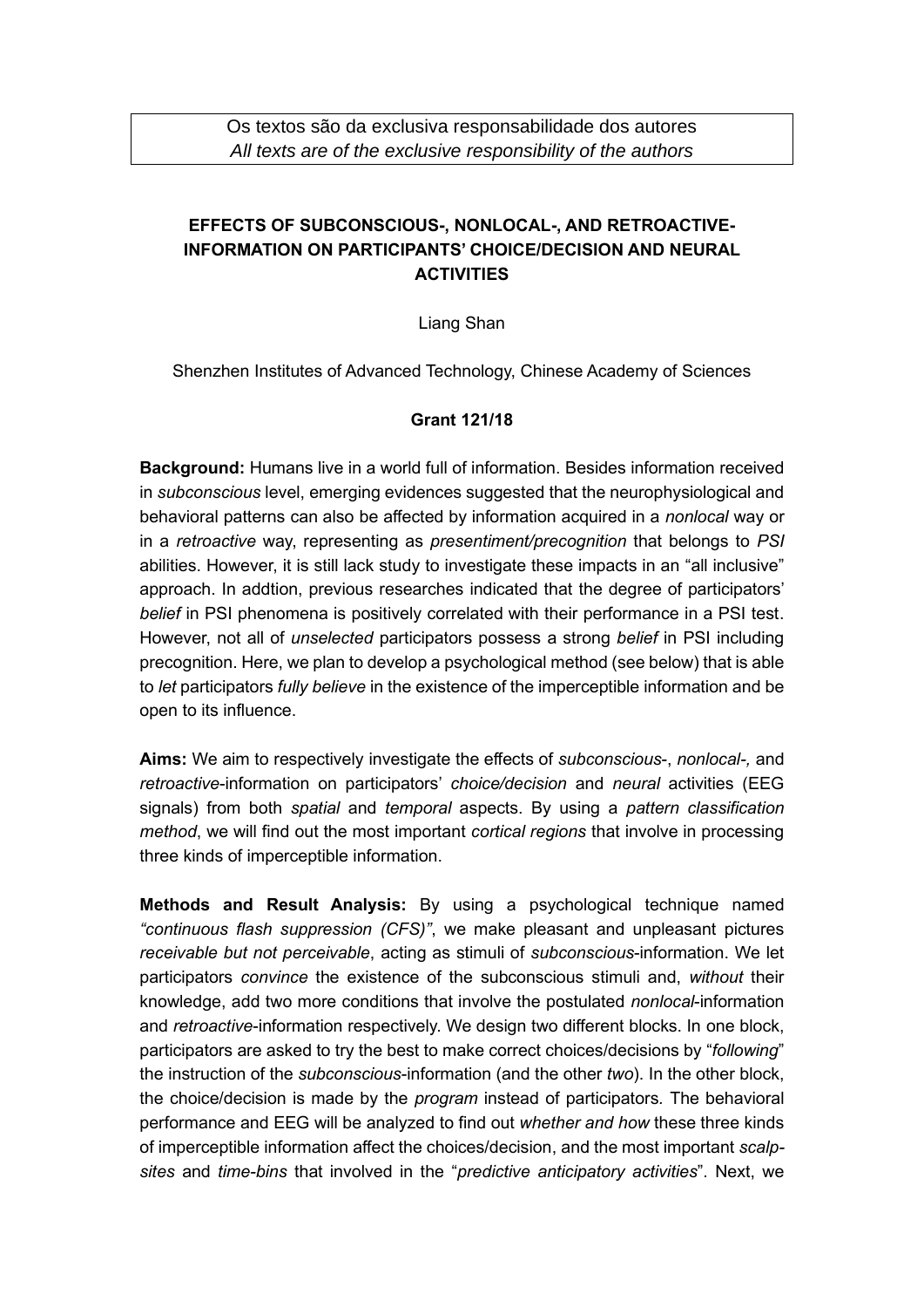Os textos são da exclusiva responsabilidade dos autores
*All texts are of the exclusive responsibility of the authors*

# EFFECTS OF SUBCONSCIOUS-, NONLOCAL-, AND RETROACTIVE-INFORMATION ON PARTICIPANTS' CHOICE/DECISION AND NEURAL ACTIVITIES

Liang Shan

Shenzhen Institutes of Advanced Technology, Chinese Academy of Sciences

**Grant 121/18**

**Background:** Humans live in a world full of information. Besides information received in *subconscious* level, emerging evidences suggested that the neurophysiological and behavioral patterns can also be affected by information acquired in a *nonlocal* way or in a *retroactive* way, representing as *presentiment/precognition* that belongs to *PSI* abilities. However, it is still lack study to investigate these impacts in an "all inclusive" approach. In addtion, previous researches indicated that the degree of participators' *belief* in PSI phenomena is positively correlated with their performance in a PSI test. However, not all of *unselected* participators possess a strong *belief* in PSI including precognition. Here, we plan to develop a psychological method (see below) that is able to *let* participators *fully believe* in the existence of the imperceptible information and be open to its influence.

**Aims:** We aim to respectively investigate the effects of *subconscious*-, *nonlocal-,* and *retroactive*-information on participators' *choice/decision* and *neural* activities (EEG signals) from both *spatial* and *temporal* aspects. By using a *pattern classification method*, we will find out the most important *cortical regions* that involve in processing three kinds of imperceptible information.

**Methods and Result Analysis:** By using a psychological technique named *"continuous flash suppression (CFS)"*, we make pleasant and unpleasant pictures *receivable but not perceivable*, acting as stimuli of *subconscious*-information. We let participators *convince* the existence of the subconscious stimuli and, *without* their knowledge, add two more conditions that involve the postulated *nonlocal*-information and *retroactive*-information respectively. We design two different blocks. In one block, participators are asked to try the best to make correct choices/decisions by "*following*" the instruction of the *subconscious*-information (and the other *two*). In the other block, the choice/decision is made by the *program* instead of participators*.* The behavioral performance and EEG will be analyzed to find out *whether and how* these three kinds of imperceptible information affect the choices/decision, and the most important *scalp-sites* and *time-bins* that involved in the "*predictive anticipatory activities*". Next, we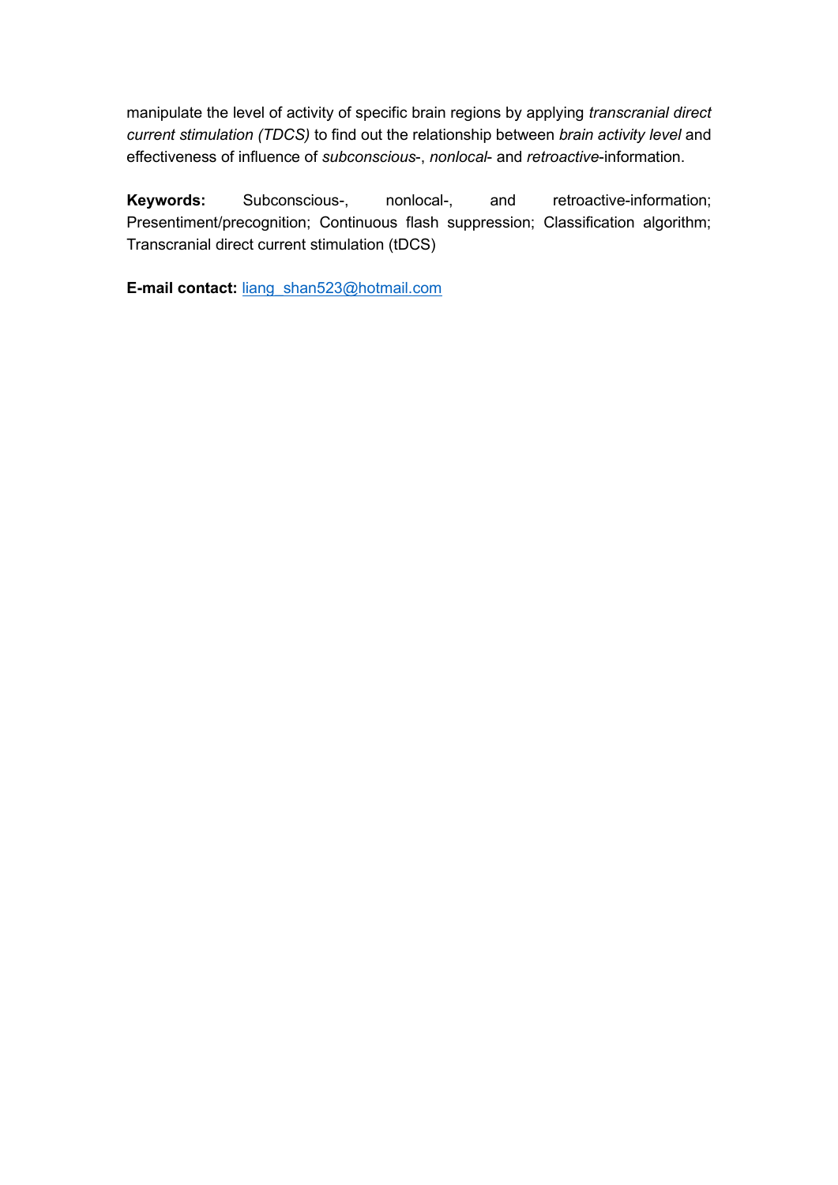manipulate the level of activity of specific brain regions by applying *transcranial direct current stimulation (TDCS)* to find out the relationship between *brain activity level* and effectiveness of influence of *subconscious*-, *nonlocal*- and *retroactive*-information.

**Keywords:** Subconscious-, nonlocal-, and retroactive-information; Presentiment/precognition; Continuous flash suppression; Classification algorithm; Transcranial direct current stimulation (tDCS)

**E-mail contact:** liang_shan523@hotmail.com